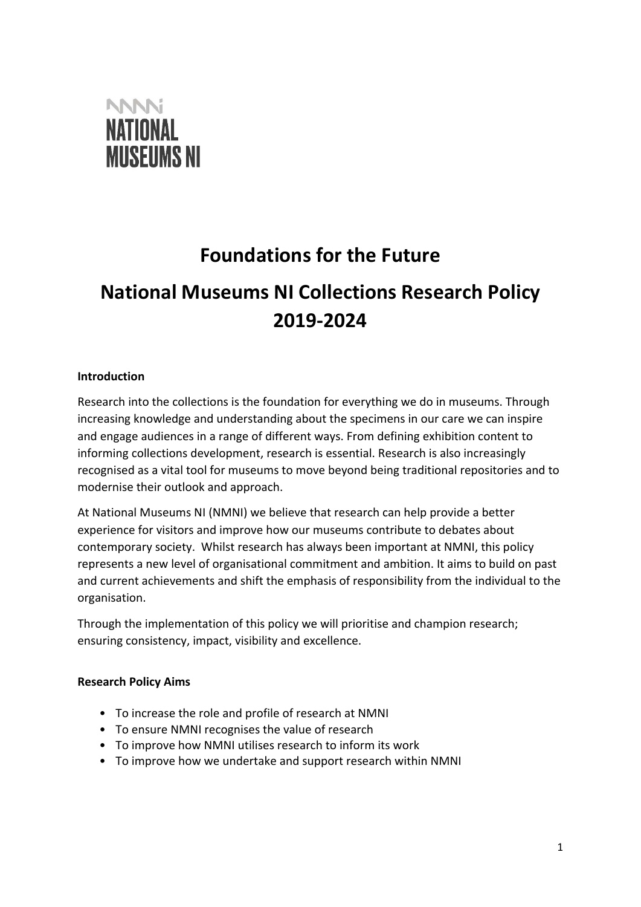NATIONAL MUSEUMS NI

# Foundations for the Future

# National Museums NI Collections Research Policy 2019-2024

**Introduction**

Research into the collections is the foundation for everything we do in museums. Through increasing knowledge and understanding about the specimens in our care we can inspire and engage audiences in a range of different ways. From defining exhibition content to informing collections development, research is essential. Research is also increasingly recognised as a vital tool for museums to move beyond being traditional repositories and to modernise their outlook and approach.

At National Museums NI (NMNI) we believe that research can help provide a better experience for visitors and improve how our museums contribute to debates about contemporary society. Whilst research has always been important at NMNI, this policy represents a new level of organisational commitment and ambition. It aims to build on past and current achievements and shift the emphasis of responsibility from the individual to the organisation.

Through the implementation of this policy we will prioritise and champion research; ensuring consistency, impact, visibility and excellence.

**Research Policy Aims**

- To increase the role and profile of research at NMNI
- To ensure NMNI recognises the value of research
- To improve how NMNI utilises research to inform its work
- To improve how we undertake and support research within NMNI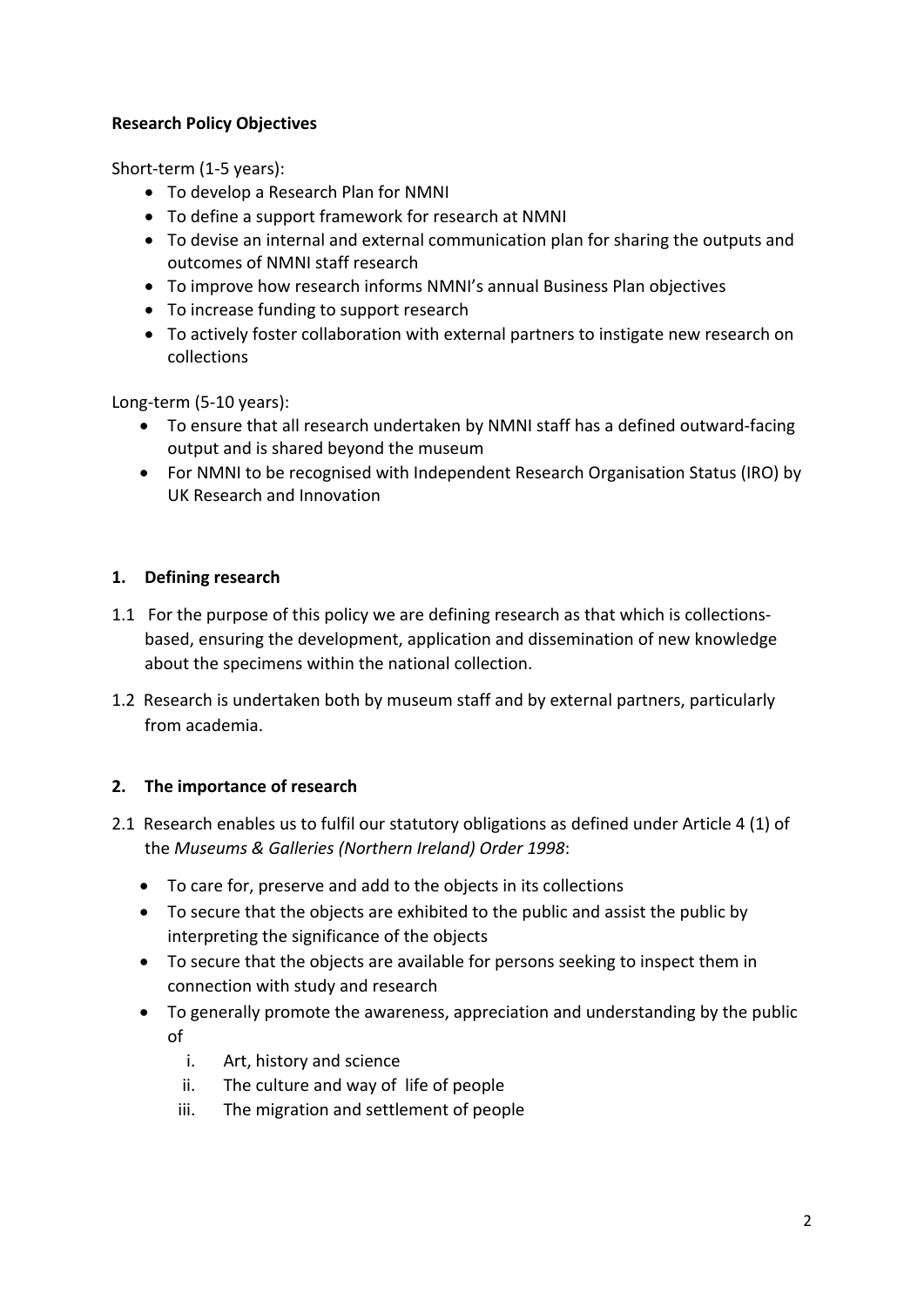**Research Policy Objectives**

Short-term (1-5 years):

- To develop a Research Plan for NMNI
- To define a support framework for research at NMNI
- To devise an internal and external communication plan for sharing the outputs and outcomes of NMNI staff research
- To improve how research informs NMNI's annual Business Plan objectives
- To increase funding to support research
- To actively foster collaboration with external partners to instigate new research on collections

Long-term (5-10 years):

- To ensure that all research undertaken by NMNI staff has a defined outward-facing output and is shared beyond the museum
- For NMNI to be recognised with Independent Research Organisation Status (IRO) by UK Research and Innovation

**1. Defining research**

1.1 For the purpose of this policy we are defining research as that which is collections-based, ensuring the development, application and dissemination of new knowledge about the specimens within the national collection.

1.2 Research is undertaken both by museum staff and by external partners, particularly from academia.

**2. The importance of research**

2.1 Research enables us to fulfil our statutory obligations as defined under Article 4 (1) of the *Museums & Galleries (Northern Ireland) Order 1998*:

- To care for, preserve and add to the objects in its collections
- To secure that the objects are exhibited to the public and assist the public by interpreting the significance of the objects
- To secure that the objects are available for persons seeking to inspect them in connection with study and research
- To generally promote the awareness, appreciation and understanding by the public of
    i. Art, history and science
    ii. The culture and way of life of people
    iii. The migration and settlement of people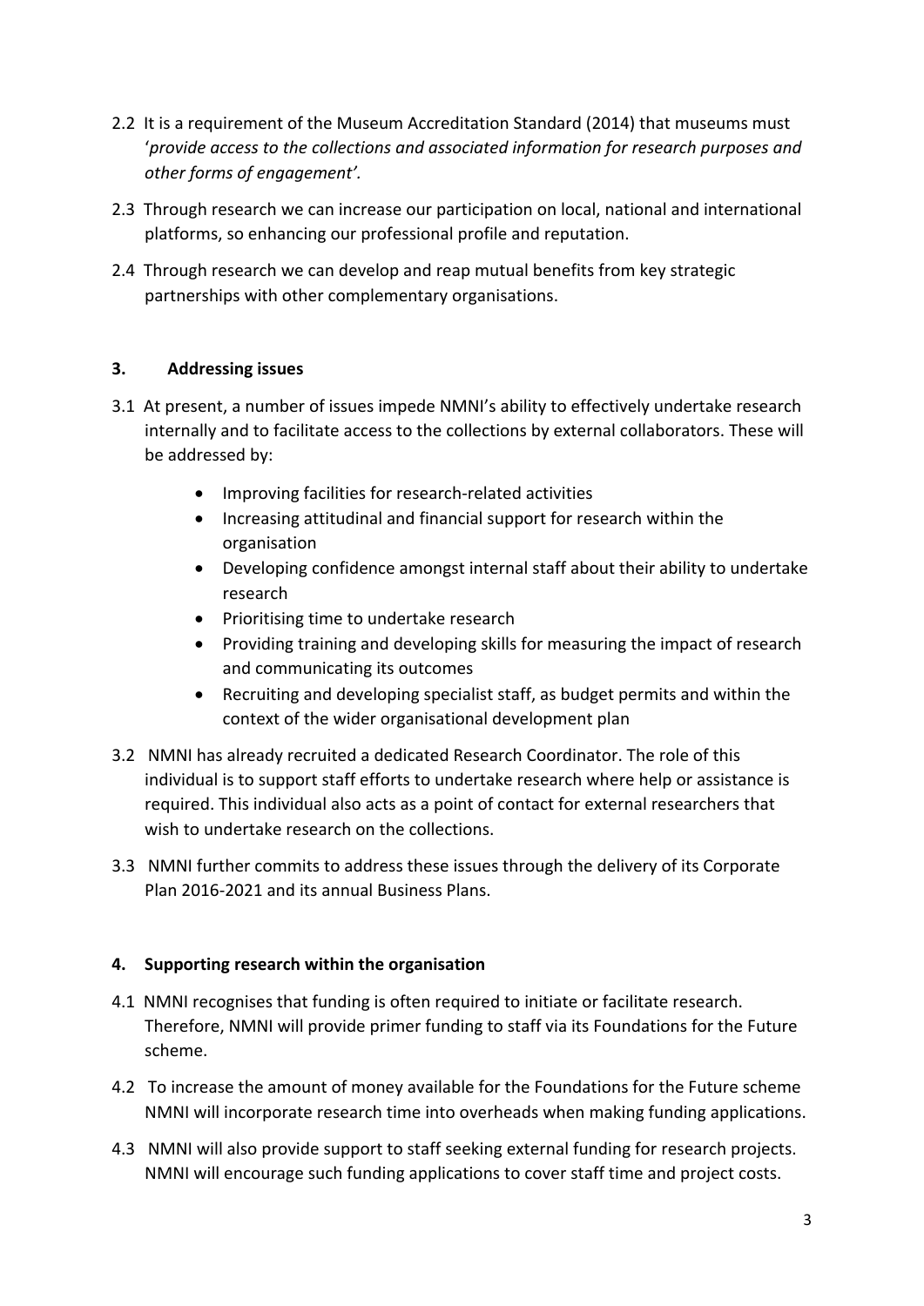2.2 It is a requirement of the Museum Accreditation Standard (2014) that museums must '*provide access to the collections and associated information for research purposes and other forms of engagement'.*

2.3 Through research we can increase our participation on local, national and international platforms, so enhancing our professional profile and reputation.

2.4 Through research we can develop and reap mutual benefits from key strategic partnerships with other complementary organisations.

## 3. Addressing issues

3.1 At present, a number of issues impede NMNI's ability to effectively undertake research internally and to facilitate access to the collections by external collaborators. These will be addressed by:

- Improving facilities for research-related activities
- Increasing attitudinal and financial support for research within the organisation
- Developing confidence amongst internal staff about their ability to undertake research
- Prioritising time to undertake research
- Providing training and developing skills for measuring the impact of research and communicating its outcomes
- Recruiting and developing specialist staff, as budget permits and within the context of the wider organisational development plan

3.2 NMNI has already recruited a dedicated Research Coordinator. The role of this individual is to support staff efforts to undertake research where help or assistance is required. This individual also acts as a point of contact for external researchers that wish to undertake research on the collections.

3.3 NMNI further commits to address these issues through the delivery of its Corporate Plan 2016-2021 and its annual Business Plans.

## 4. Supporting research within the organisation

4.1 NMNI recognises that funding is often required to initiate or facilitate research. Therefore, NMNI will provide primer funding to staff via its Foundations for the Future scheme.

4.2 To increase the amount of money available for the Foundations for the Future scheme NMNI will incorporate research time into overheads when making funding applications.

4.3 NMNI will also provide support to staff seeking external funding for research projects. NMNI will encourage such funding applications to cover staff time and project costs.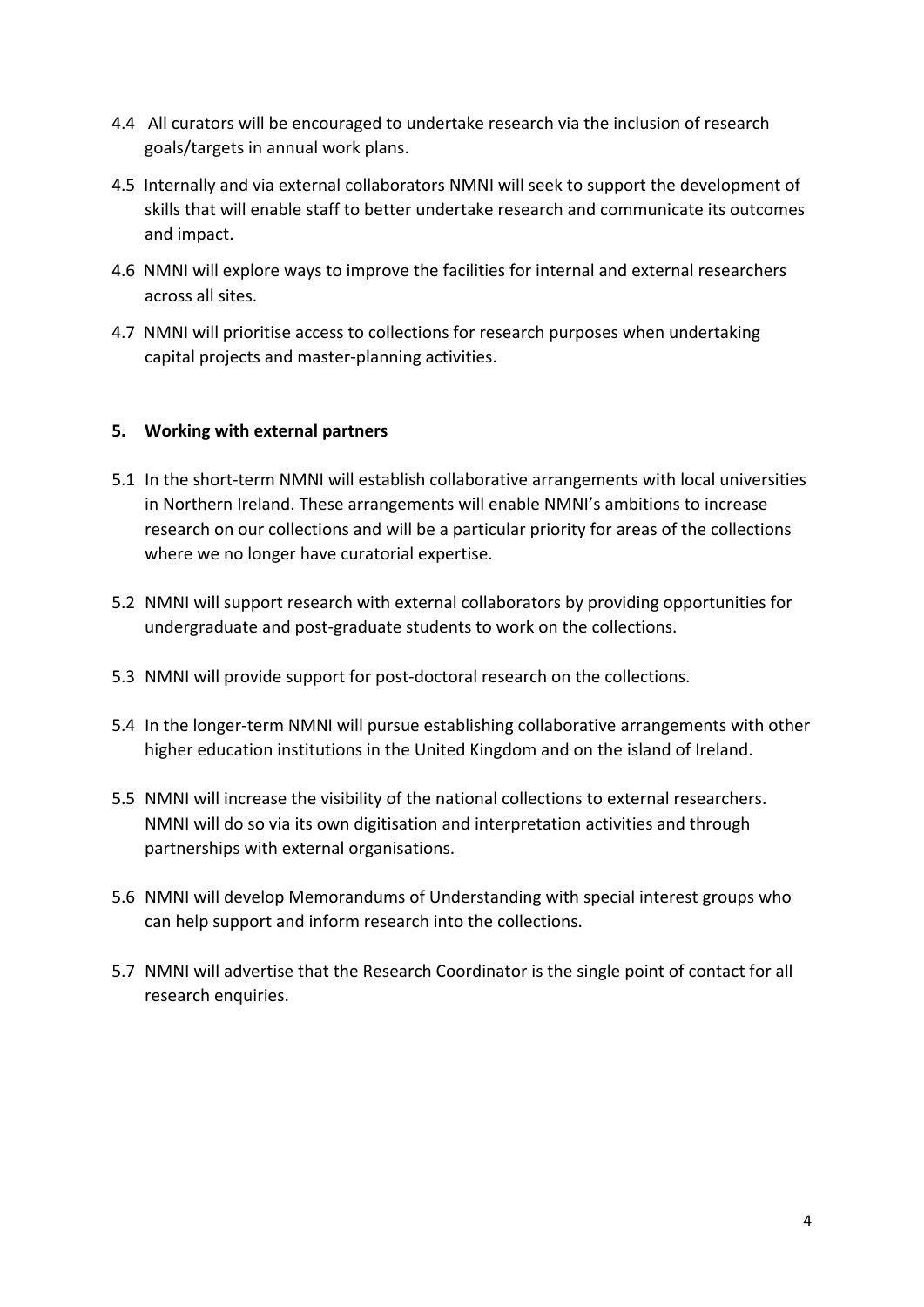4.4 All curators will be encouraged to undertake research via the inclusion of research goals/targets in annual work plans.

4.5 Internally and via external collaborators NMNI will seek to support the development of skills that will enable staff to better undertake research and communicate its outcomes and impact.

4.6 NMNI will explore ways to improve the facilities for internal and external researchers across all sites.

4.7 NMNI will prioritise access to collections for research purposes when undertaking capital projects and master-planning activities.

## 5. Working with external partners

5.1 In the short-term NMNI will establish collaborative arrangements with local universities in Northern Ireland. These arrangements will enable NMNI's ambitions to increase research on our collections and will be a particular priority for areas of the collections where we no longer have curatorial expertise.

5.2 NMNI will support research with external collaborators by providing opportunities for undergraduate and post-graduate students to work on the collections.

5.3 NMNI will provide support for post-doctoral research on the collections.

5.4 In the longer-term NMNI will pursue establishing collaborative arrangements with other higher education institutions in the United Kingdom and on the island of Ireland.

5.5 NMNI will increase the visibility of the national collections to external researchers. NMNI will do so via its own digitisation and interpretation activities and through partnerships with external organisations.

5.6 NMNI will develop Memorandums of Understanding with special interest groups who can help support and inform research into the collections.

5.7 NMNI will advertise that the Research Coordinator is the single point of contact for all research enquiries.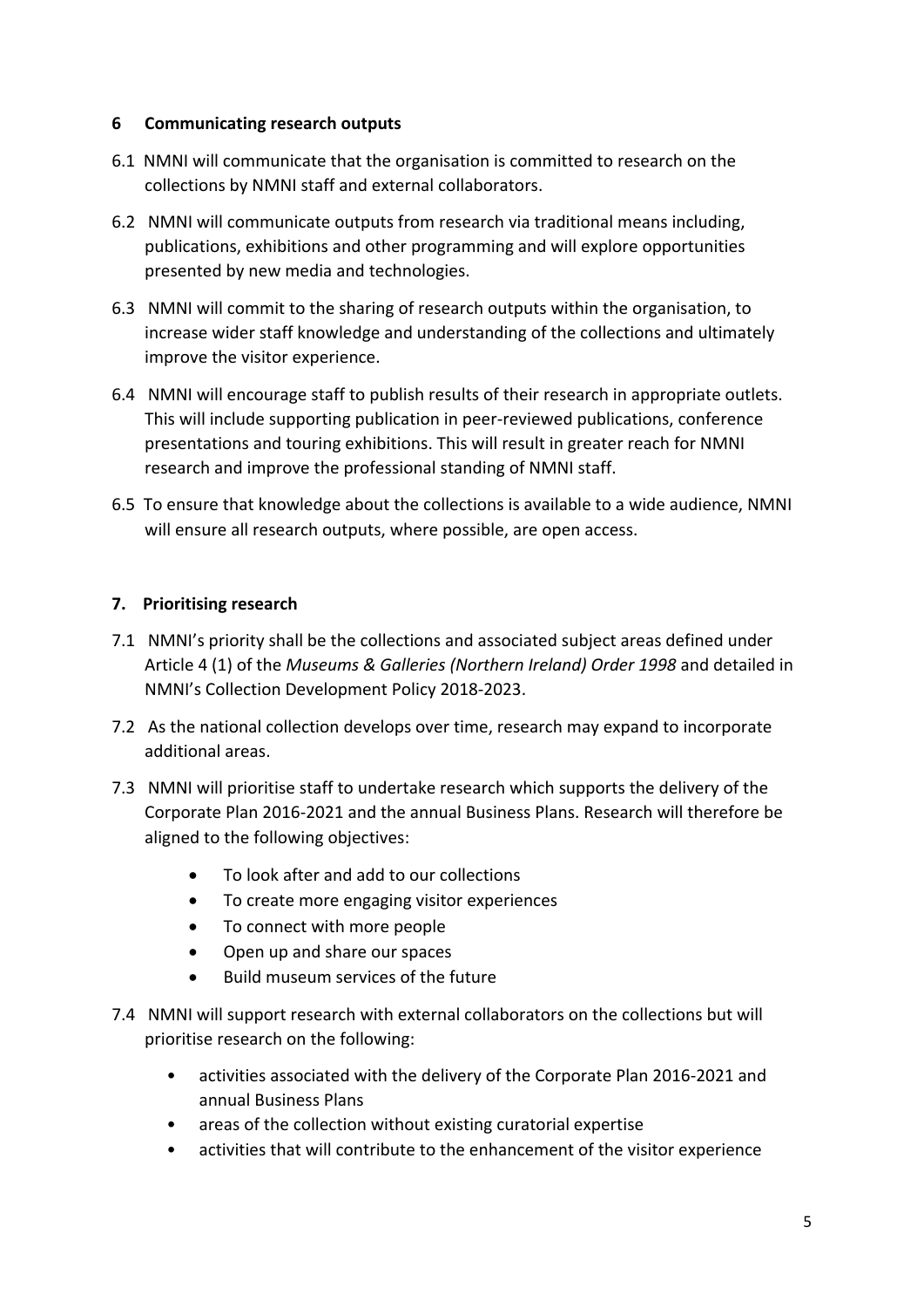## 6 Communicating research outputs

6.1 NMNI will communicate that the organisation is committed to research on the collections by NMNI staff and external collaborators.

6.2 NMNI will communicate outputs from research via traditional means including, publications, exhibitions and other programming and will explore opportunities presented by new media and technologies.

6.3 NMNI will commit to the sharing of research outputs within the organisation, to increase wider staff knowledge and understanding of the collections and ultimately improve the visitor experience.

6.4 NMNI will encourage staff to publish results of their research in appropriate outlets. This will include supporting publication in peer-reviewed publications, conference presentations and touring exhibitions. This will result in greater reach for NMNI research and improve the professional standing of NMNI staff.

6.5 To ensure that knowledge about the collections is available to a wide audience, NMNI will ensure all research outputs, where possible, are open access.

## 7. Prioritising research

7.1 NMNI's priority shall be the collections and associated subject areas defined under Article 4 (1) of the *Museums & Galleries (Northern Ireland) Order 1998* and detailed in NMNI's Collection Development Policy 2018-2023.

7.2 As the national collection develops over time, research may expand to incorporate additional areas.

7.3 NMNI will prioritise staff to undertake research which supports the delivery of the Corporate Plan 2016-2021 and the annual Business Plans. Research will therefore be aligned to the following objectives:

- To look after and add to our collections
- To create more engaging visitor experiences
- To connect with more people
- Open up and share our spaces
- Build museum services of the future

7.4 NMNI will support research with external collaborators on the collections but will prioritise research on the following:

- activities associated with the delivery of the Corporate Plan 2016-2021 and annual Business Plans
- areas of the collection without existing curatorial expertise
- activities that will contribute to the enhancement of the visitor experience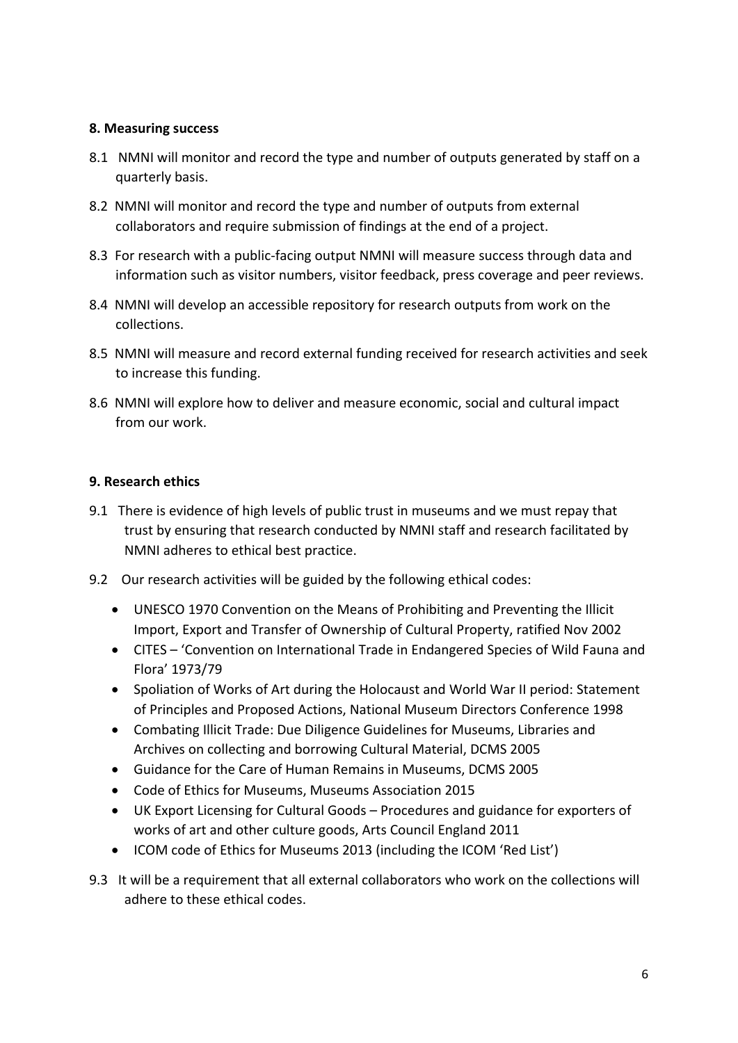## 8. Measuring success

8.1 NMNI will monitor and record the type and number of outputs generated by staff on a quarterly basis.

8.2 NMNI will monitor and record the type and number of outputs from external collaborators and require submission of findings at the end of a project.

8.3 For research with a public-facing output NMNI will measure success through data and information such as visitor numbers, visitor feedback, press coverage and peer reviews.

8.4 NMNI will develop an accessible repository for research outputs from work on the collections.

8.5 NMNI will measure and record external funding received for research activities and seek to increase this funding.

8.6 NMNI will explore how to deliver and measure economic, social and cultural impact from our work.

## 9. Research ethics

9.1 There is evidence of high levels of public trust in museums and we must repay that trust by ensuring that research conducted by NMNI staff and research facilitated by NMNI adheres to ethical best practice.

9.2 Our research activities will be guided by the following ethical codes:

- UNESCO 1970 Convention on the Means of Prohibiting and Preventing the Illicit Import, Export and Transfer of Ownership of Cultural Property, ratified Nov 2002
- CITES – 'Convention on International Trade in Endangered Species of Wild Fauna and Flora' 1973/79
- Spoliation of Works of Art during the Holocaust and World War II period: Statement of Principles and Proposed Actions, National Museum Directors Conference 1998
- Combating Illicit Trade: Due Diligence Guidelines for Museums, Libraries and Archives on collecting and borrowing Cultural Material, DCMS 2005
- Guidance for the Care of Human Remains in Museums, DCMS 2005
- Code of Ethics for Museums, Museums Association 2015
- UK Export Licensing for Cultural Goods – Procedures and guidance for exporters of works of art and other culture goods, Arts Council England 2011
- ICOM code of Ethics for Museums 2013 (including the ICOM 'Red List')

9.3 It will be a requirement that all external collaborators who work on the collections will adhere to these ethical codes.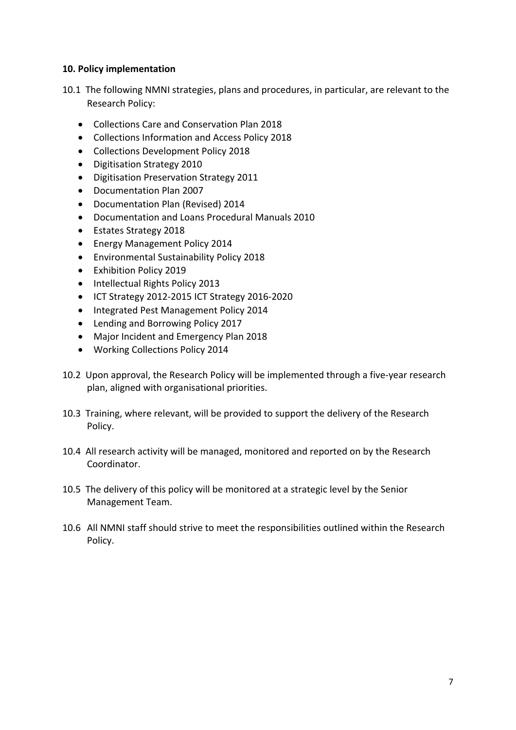**10. Policy implementation**

10.1 The following NMNI strategies, plans and procedures, in particular, are relevant to the Research Policy:

- Collections Care and Conservation Plan 2018
- Collections Information and Access Policy 2018
- Collections Development Policy 2018
- Digitisation Strategy 2010
- Digitisation Preservation Strategy 2011
- Documentation Plan 2007
- Documentation Plan (Revised) 2014
- Documentation and Loans Procedural Manuals 2010
- Estates Strategy 2018
- Energy Management Policy 2014
- Environmental Sustainability Policy 2018
- Exhibition Policy 2019
- Intellectual Rights Policy 2013
- ICT Strategy 2012-2015 ICT Strategy 2016-2020
- Integrated Pest Management Policy 2014
- Lending and Borrowing Policy 2017
- Major Incident and Emergency Plan 2018
- Working Collections Policy 2014

10.2 Upon approval, the Research Policy will be implemented through a five-year research plan, aligned with organisational priorities.

10.3 Training, where relevant, will be provided to support the delivery of the Research Policy.

10.4 All research activity will be managed, monitored and reported on by the Research Coordinator.

10.5 The delivery of this policy will be monitored at a strategic level by the Senior Management Team.

10.6 All NMNI staff should strive to meet the responsibilities outlined within the Research Policy.